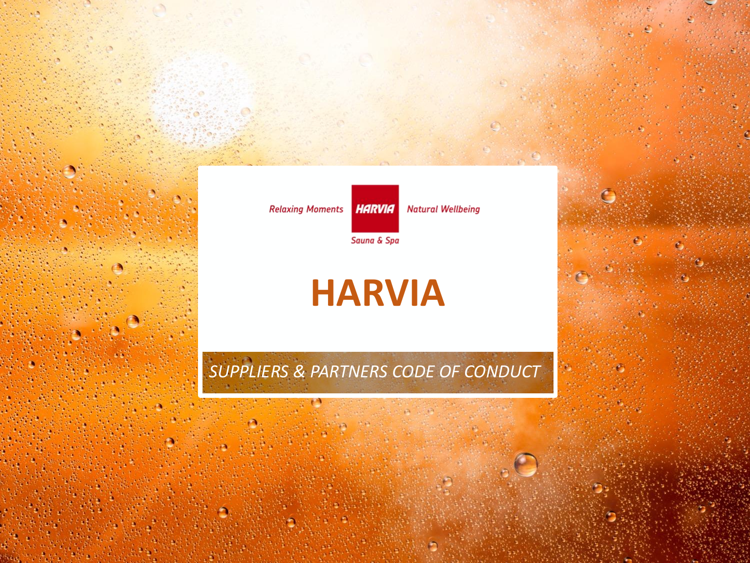Relaxing Moments HARVIA Natural Wellbeing

Sauna & Spa

# HARVIA

*SUPPLIERS & PARTNERS CODE OF CONDUCT*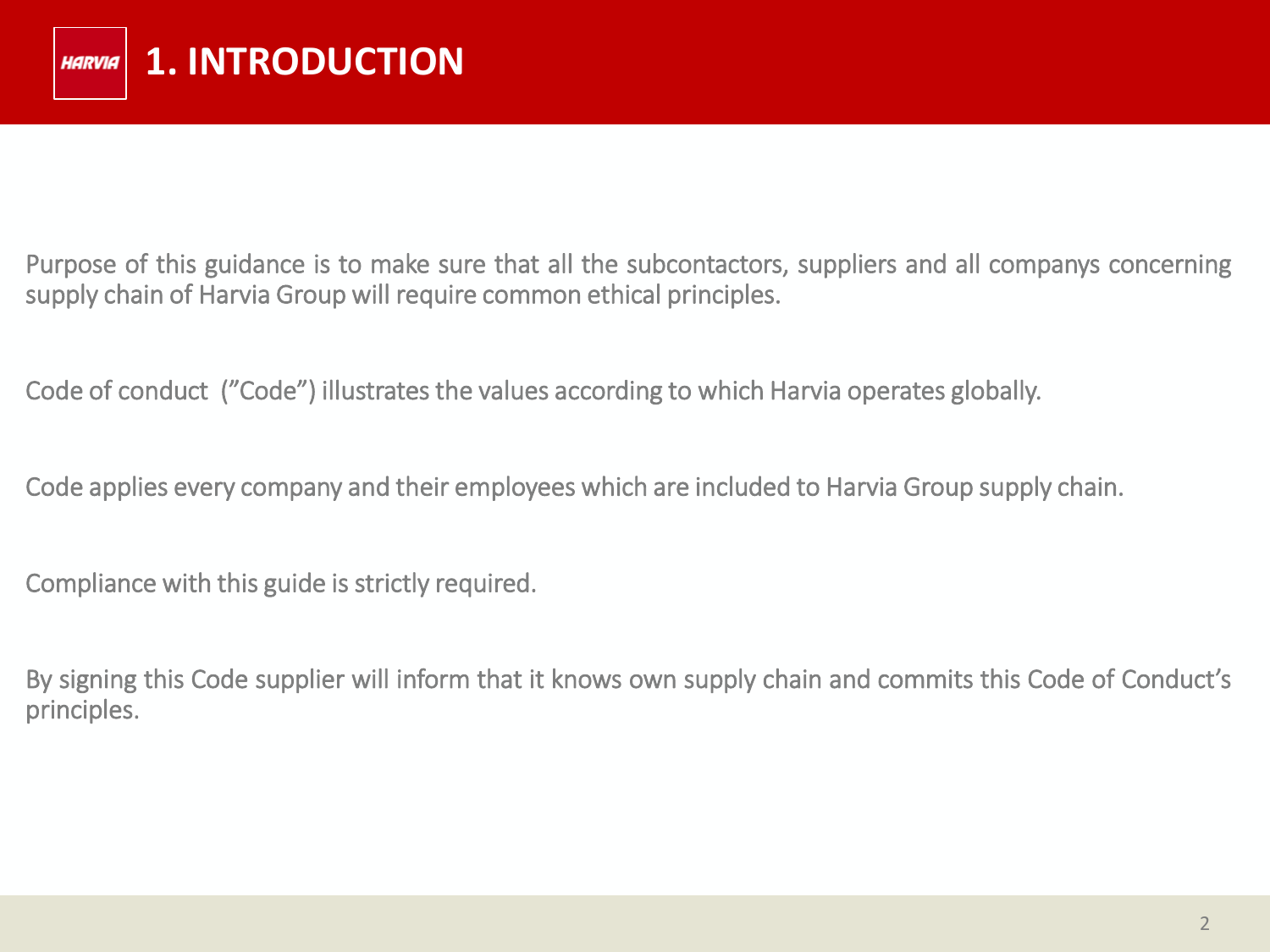# 1. INTRODUCTION

Purpose of this guidance is to make sure that all the subcontactors, suppliers and all companys concerning supply chain of Harvia Group will require common ethical principles.

Code of conduct (”Code”) illustrates the values according to which Harvia operates globally.

Code applies every company and their employees which are included to Harvia Group supply chain.

Compliance with this guide is strictly required.

By signing this Code supplier will inform that it knows own supply chain and commits this Code of Conduct’s principles.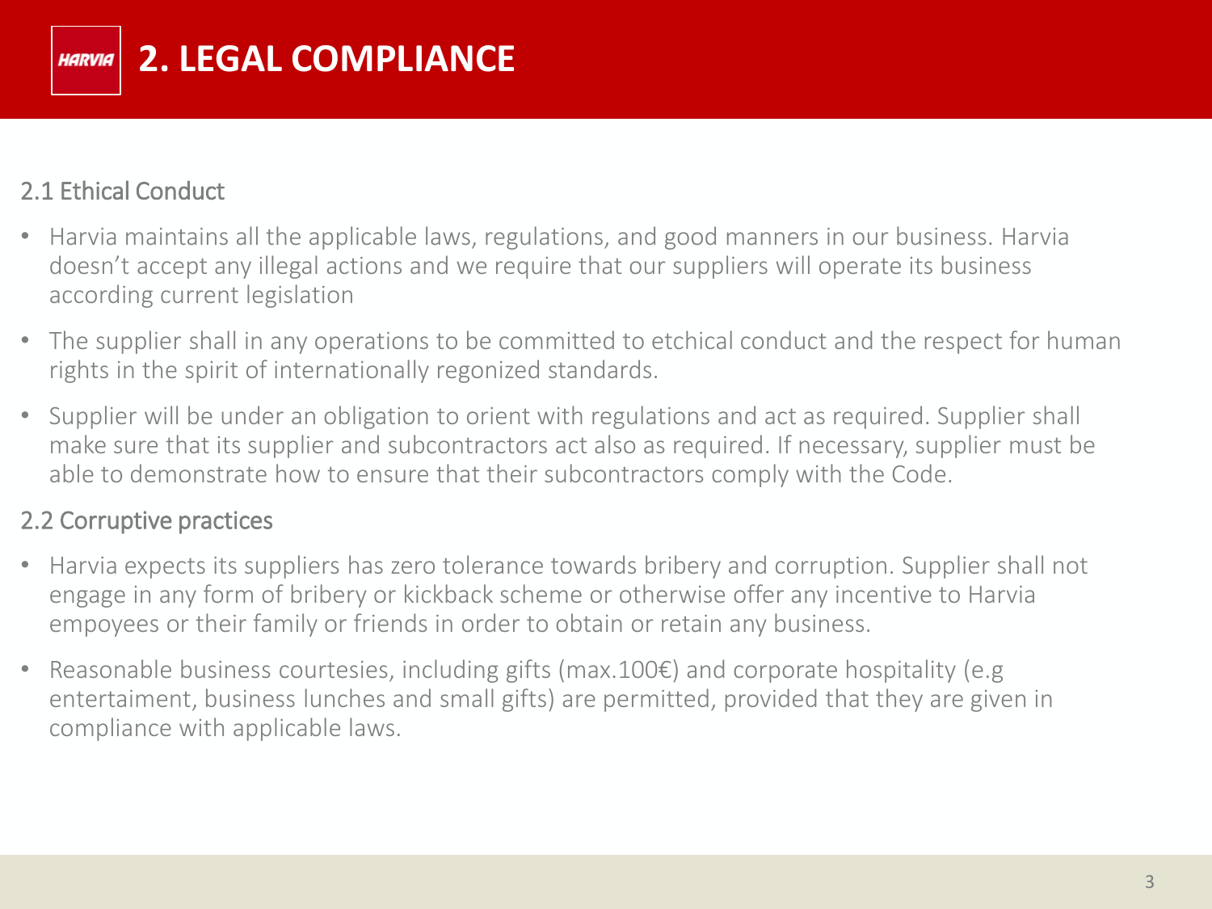# 2. LEGAL COMPLIANCE

## 2.1 Ethical Conduct

- Harvia maintains all the applicable laws, regulations, and good manners in our business. Harvia doesn't accept any illegal actions and we require that our suppliers will operate its business according current legislation
- The supplier shall in any operations to be committed to etchical conduct and the respect for human rights in the spirit of internationally regonized standards.
- Supplier will be under an obligation to orient with regulations and act as required. Supplier shall make sure that its supplier and subcontractors act also as required. If necessary, supplier must be able to demonstrate how to ensure that their subcontractors comply with the Code.

## 2.2 Corruptive practices

- Harvia expects its suppliers has zero tolerance towards bribery and corruption. Supplier shall not engage in any form of bribery or kickback scheme or otherwise offer any incentive to Harvia empoyees or their family or friends in order to obtain or retain any business.
- Reasonable business courtesies, including gifts (max.100€) and corporate hospitality (e.g entertaiment, business lunches and small gifts) are permitted, provided that they are given in compliance with applicable laws.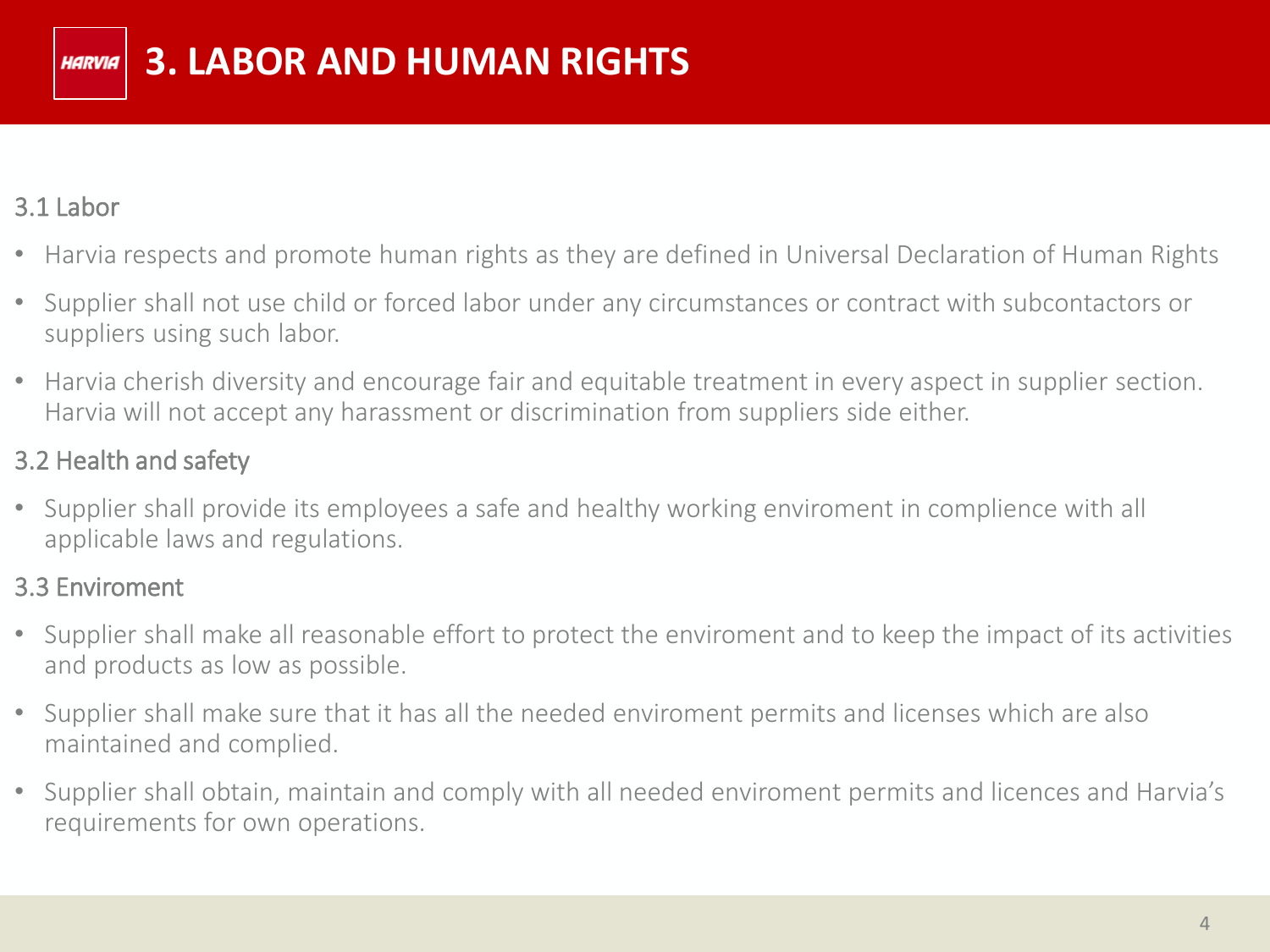# 3. LABOR AND HUMAN RIGHTS

## 3.1 Labor

- Harvia respects and promote human rights as they are defined in Universal Declaration of Human Rights
- Supplier shall not use child or forced labor under any circumstances or contract with subcontactors or suppliers using such labor.
- Harvia cherish diversity and encourage fair and equitable treatment in every aspect in supplier section. Harvia will not accept any harassment or discrimination from suppliers side either.

## 3.2 Health and safety

- Supplier shall provide its employees a safe and healthy working enviroment in complience with all applicable laws and regulations.

## 3.3 Enviroment

- Supplier shall make all reasonable effort to protect the enviroment and to keep the impact of its activities and products as low as possible.
- Supplier shall make sure that it has all the needed enviroment permits and licenses which are also maintained and complied.
- Supplier shall obtain, maintain and comply with all needed enviroment permits and licences and Harvia's requirements for own operations.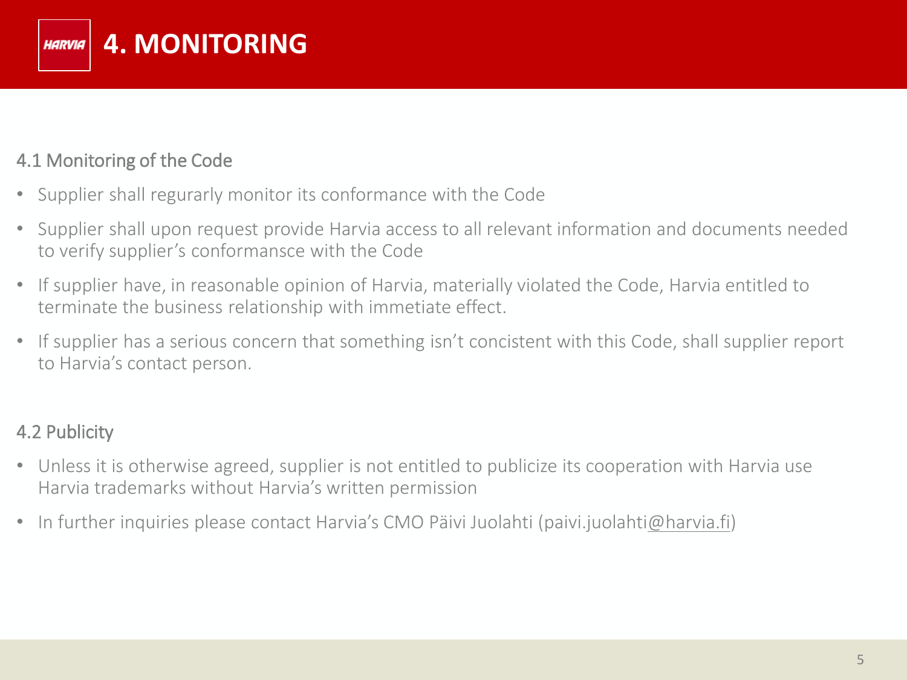# 4. MONITORING

## 4.1 Monitoring of the Code

- Supplier shall regurarly monitor its conformance with the Code
- Supplier shall upon request provide Harvia access to all relevant information and documents needed to verify supplier's conformansce with the Code
- If supplier have, in reasonable opinion of Harvia, materially violated the Code, Harvia entitled to terminate the business relationship with immetiate effect.
- If supplier has a serious concern that something isn't concistent with this Code, shall supplier report to Harvia's contact person.

## 4.2 Publicity

- Unless it is otherwise agreed, supplier is not entitled to publicize its cooperation with Harvia use Harvia trademarks without Harvia's written permission
- In further inquiries please contact Harvia's CMO Päivi Juolahti (paivi.juolahti@harvia.fi)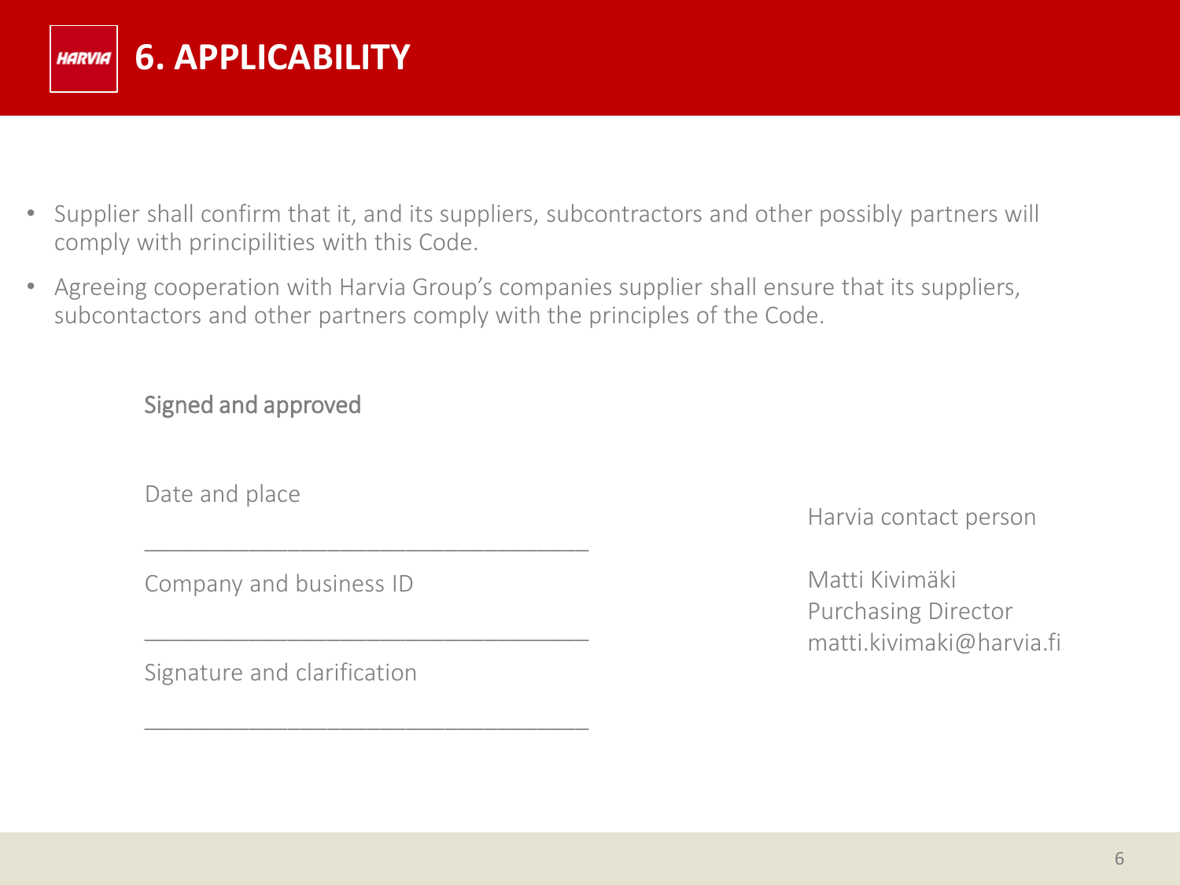# 6. APPLICABILITY

- Supplier shall confirm that it, and its suppliers, subcontractors and other possibly partners will comply with principilities with this Code.
- Agreeing cooperation with Harvia Group's companies supplier shall ensure that its suppliers, subcontactors and other partners comply with the principles of the Code.

Signed and approved

Date and place

___________________________________

Company and business ID

___________________________________

Signature and clarification

___________________________________

Harvia contact person

Matti Kivimäki
Purchasing Director
matti.kivimaki@harvia.fi